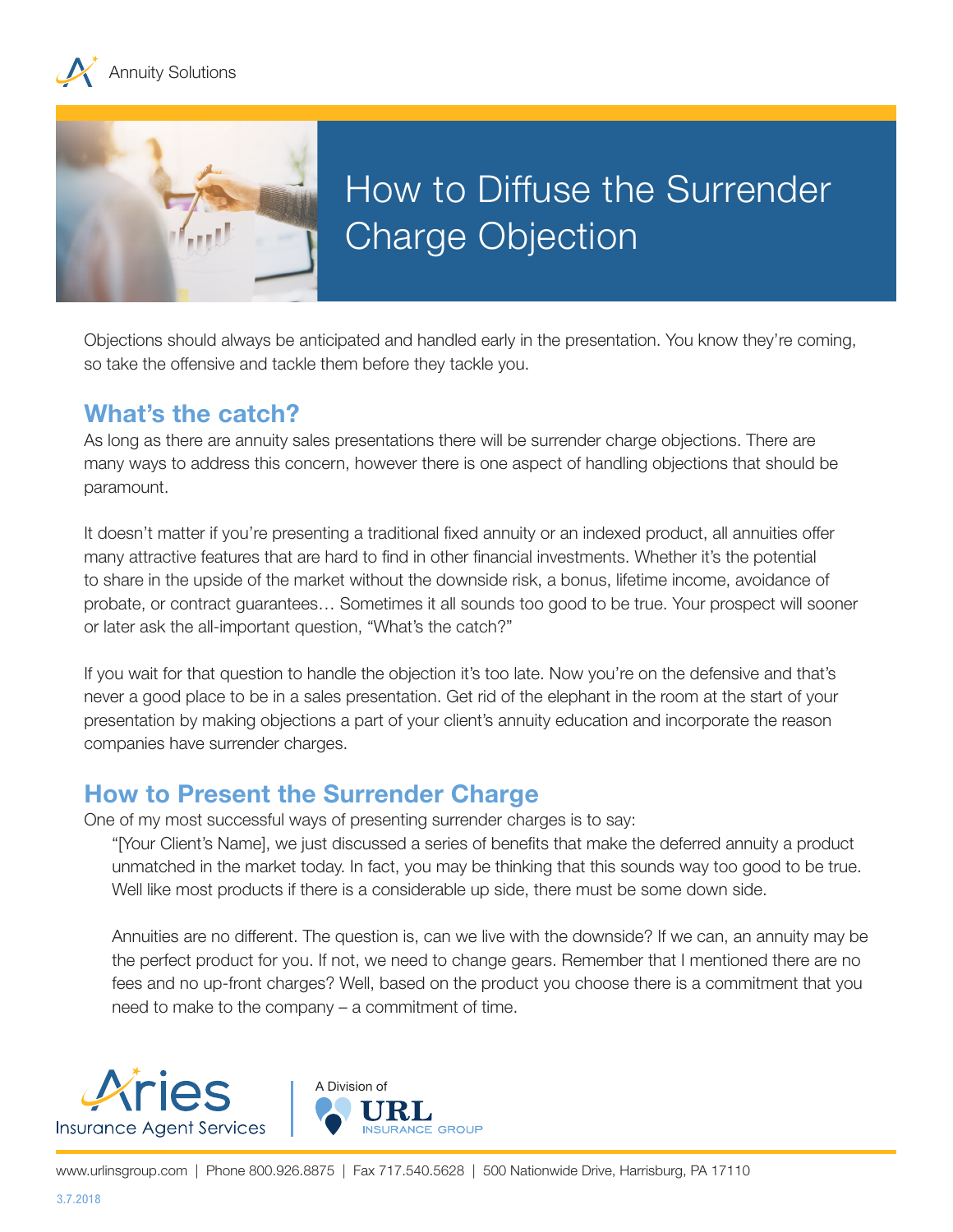Annuity Solutions

# How to Diffuse the Surrender Charge Objection

Objections should always be anticipated and handled early in the presentation. You know they're coming, so take the offensive and tackle them before they tackle you.

## What's the catch?

As long as there are annuity sales presentations there will be surrender charge objections. There are many ways to address this concern, however there is one aspect of handling objections that should be paramount.

It doesn't matter if you're presenting a traditional fixed annuity or an indexed product, all annuities offer many attractive features that are hard to find in other financial investments. Whether it's the potential to share in the upside of the market without the downside risk, a bonus, lifetime income, avoidance of probate, or contract guarantees… Sometimes it all sounds too good to be true. Your prospect will sooner or later ask the all-important question, "What's the catch?"

If you wait for that question to handle the objection it's too late. Now you're on the defensive and that's never a good place to be in a sales presentation. Get rid of the elephant in the room at the start of your presentation by making objections a part of your client's annuity education and incorporate the reason companies have surrender charges.

## How to Present the Surrender Charge

One of my most successful ways of presenting surrender charges is to say:

> "[Your Client's Name], we just discussed a series of benefits that make the deferred annuity a product unmatched in the market today. In fact, you may be thinking that this sounds way too good to be true. Well like most products if there is a considerable up side, there must be some down side.
>
> Annuities are no different. The question is, can we live with the downside? If we can, an annuity may be the perfect product for you. If not, we need to change gears. Remember that I mentioned there are no fees and no up-front charges? Well, based on the product you choose there is a commitment that you need to make to the company – a commitment of time.

Aries Insurance Agent Services | A Division of URL Insurance Group

www.urlinsgroup.com | Phone 800.926.8875 | Fax 717.540.5628 | 500 Nationwide Drive, Harrisburg, PA 17110

3.7.2018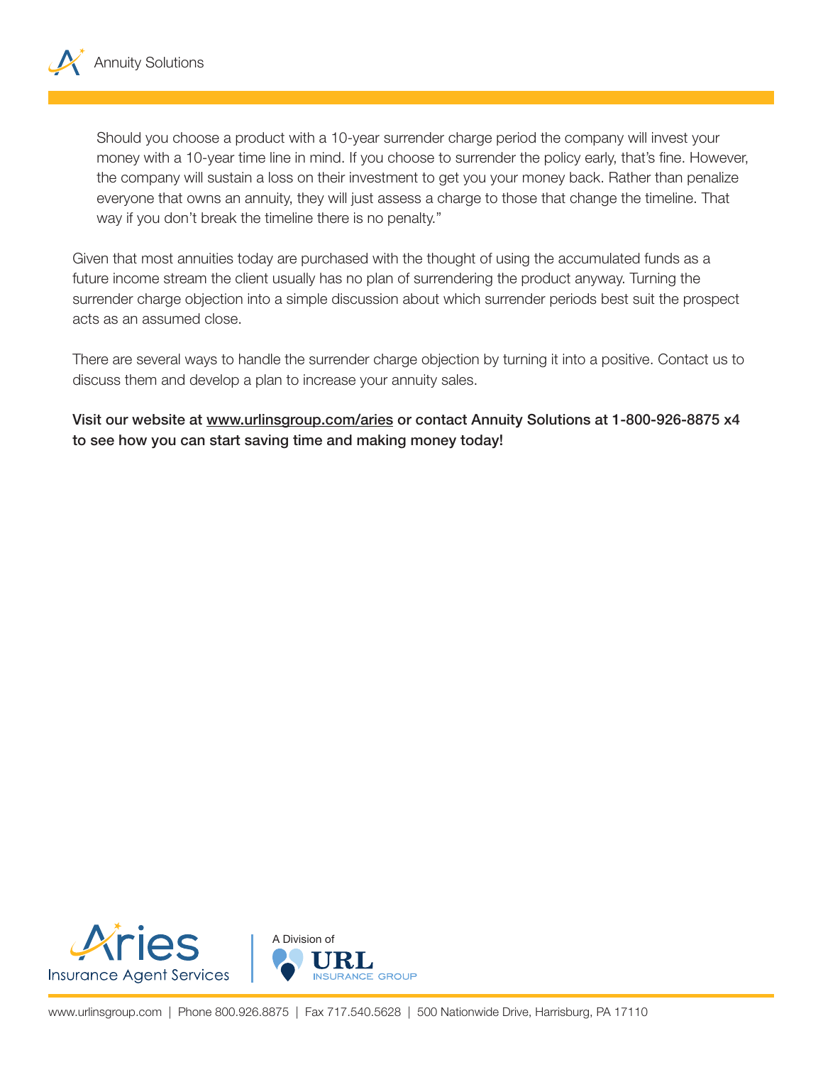Should you choose a product with a 10-year surrender charge period the company will invest your money with a 10-year time line in mind. If you choose to surrender the policy early, that's fine. However, the company will sustain a loss on their investment to get you your money back. Rather than penalize everyone that owns an annuity, they will just assess a charge to those that change the timeline. That way if you don't break the timeline there is no penalty."

Given that most annuities today are purchased with the thought of using the accumulated funds as a future income stream the client usually has no plan of surrendering the product anyway. Turning the surrender charge objection into a simple discussion about which surrender periods best suit the prospect acts as an assumed close.

There are several ways to handle the surrender charge objection by turning it into a positive. Contact us to discuss them and develop a plan to increase your annuity sales.

**Visit our website at www.urlinsgroup.com/aries or contact Annuity Solutions at 1-800-926-8875 x4 to see how you can start saving time and making money today!**

Aries Insurance Agent Services | A Division of URL Insurance Group

www.urlinsgroup.com | Phone 800.926.8875 | Fax 717.540.5628 | 500 Nationwide Drive, Harrisburg, PA 17110